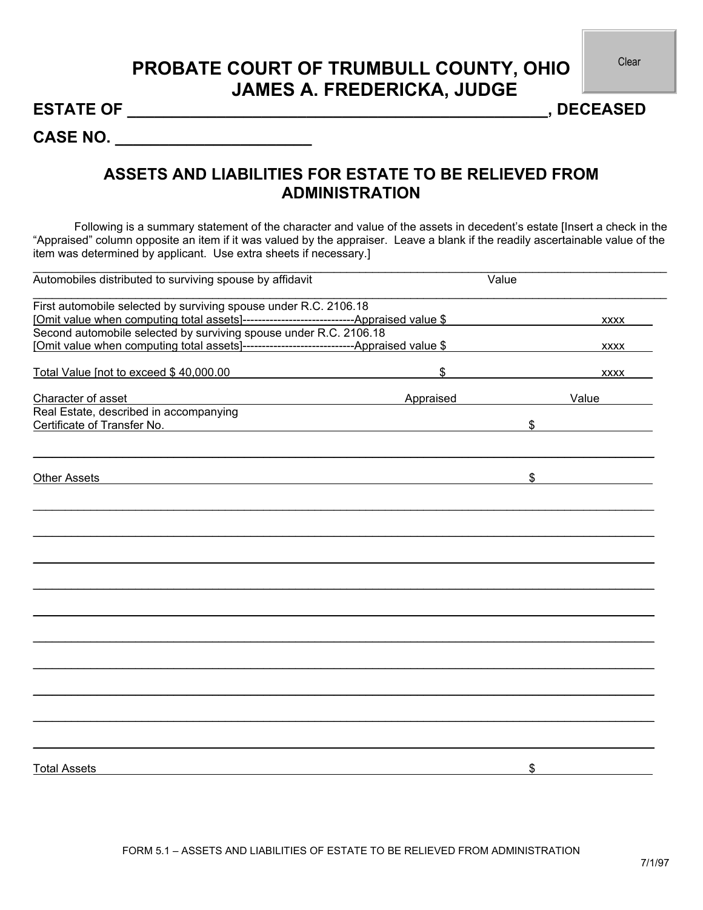# PROBATE COURT OF TRUMBULL COUNTY, OHIO
# JAMES A. FREDERICKA, JUDGE

**ESTATE OF ______________________________________________, DECEASED**

**CASE NO. ______________________**

## ASSETS AND LIABILITIES FOR ESTATE TO BE RELIEVED FROM ADMINISTRATION

Following is a summary statement of the character and value of the assets in decedent's estate [Insert a check in the "Appraised" column opposite an item if it was valued by the appraiser. Leave a blank if the readily ascertainable value of the item was determined by applicant. Use extra sheets if necessary.]

| Automobiles distributed to surviving spouse by affidavit | Value | |
|---|---|---|
| First automobile selected by surviving spouse under R.C. 2106.18 [Omit value when computing total assets]----------------------------Appraised value $ | | xxxx |
| Second automobile selected by surviving spouse under R.C. 2106.18 [Omit value when computing total assets]----------------------------Appraised value $ | | xxxx |
| Total Value [not to exceed $ 40,000.00 | $ | xxxx |

| Character of asset | Appraised | Value |
|---|---|---|
| Real Estate, described in accompanying Certificate of Transfer No. | | $ |
| | | |
| Other Assets | | $ |
| | | |
| | | |
| | | |
| | | |
| | | |
| | | |
| | | |
| | | |
| | | |
| | | |
| Total Assets | | $ |

FORM 5.1 – ASSETS AND LIABILITIES OF ESTATE TO BE RELIEVED FROM ADMINISTRATION

7/1/97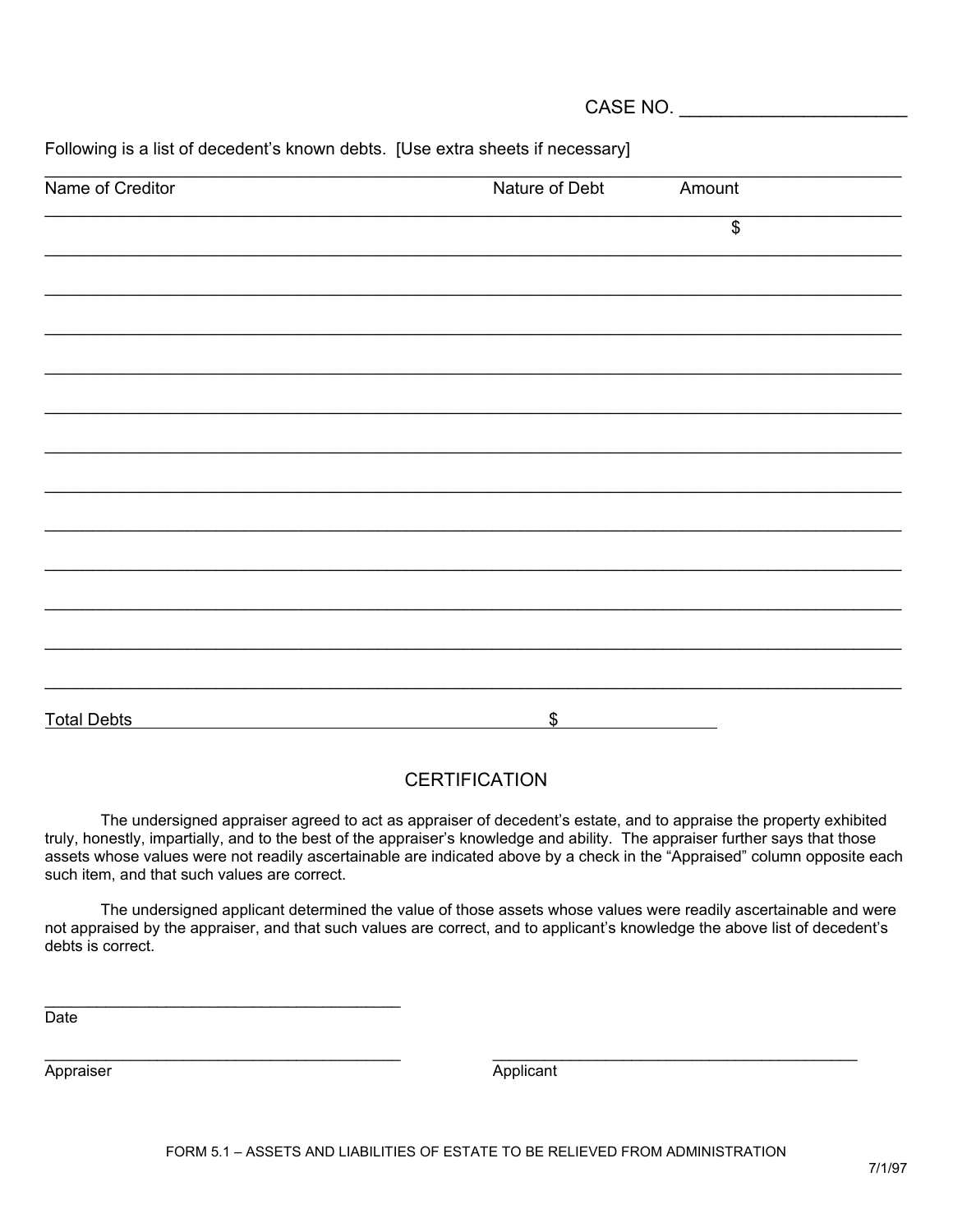CASE NO. ______________________

Following is a list of decedent's known debts. [Use extra sheets if necessary]

| Name of Creditor | Nature of Debt | Amount |
|---|---|---|
| | | $ |
| | | |
| | | |
| | | |
| | | |
| | | |
| | | |
| | | |
| | | |
| | | |
| | | |
| | | |

Total Debts $ ____________

## CERTIFICATION

The undersigned appraiser agreed to act as appraiser of decedent's estate, and to appraise the property exhibited truly, honestly, impartially, and to the best of the appraiser's knowledge and ability. The appraiser further says that those assets whose values were not readily ascertainable are indicated above by a check in the "Appraised" column opposite each such item, and that such values are correct.

The undersigned applicant determined the value of those assets whose values were readily ascertainable and were not appraised by the appraiser, and that such values are correct, and to applicant's knowledge the above list of decedent's debts is correct.

______________________________________
Date

______________________________________
Appraiser

______________________________________
Applicant

FORM 5.1 – ASSETS AND LIABILITIES OF ESTATE TO BE RELIEVED FROM ADMINISTRATION

7/1/97